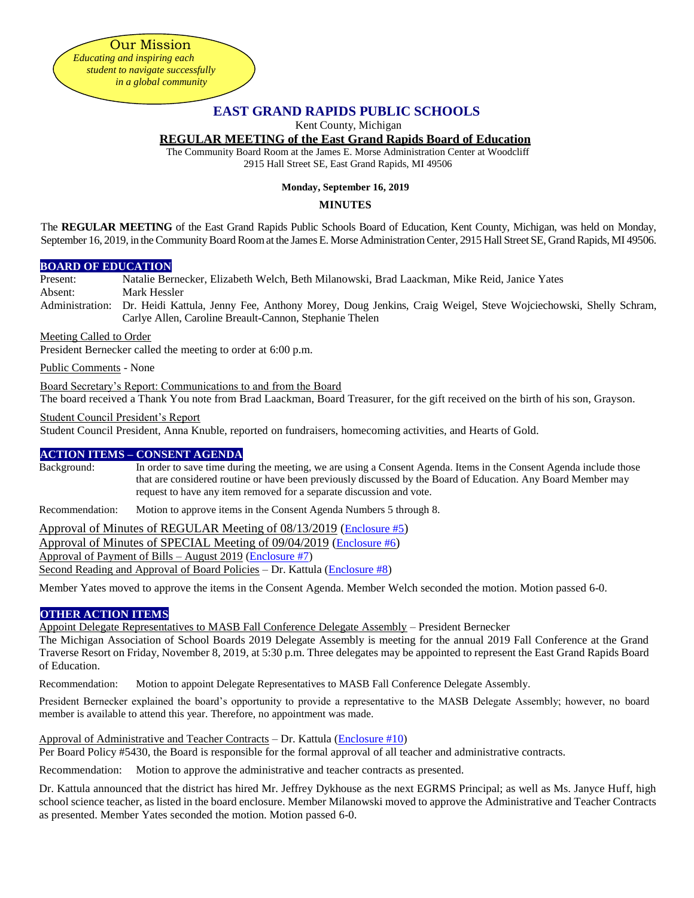Our Mission

*Educating and inspiring each student to navigate successfully in a global community*

# EAST GRAND RAPIDS PUBLIC SCHOOLS

Kent County, Michigan

**REGULAR MEETING of the East Grand Rapids Board of Education**

The Community Board Room at the James E. Morse Administration Center at Woodcliff
2915 Hall Street SE, East Grand Rapids, MI 49506

**Monday, September 16, 2019**

**MINUTES**

The **REGULAR MEETING** of the East Grand Rapids Public Schools Board of Education, Kent County, Michigan, was held on Monday, September 16, 2019, in the Community Board Room at the James E. Morse Administration Center, 2915 Hall Street SE, Grand Rapids, MI 49506.

## BOARD OF EDUCATION

Present: Natalie Bernecker, Elizabeth Welch, Beth Milanowski, Brad Laackman, Mike Reid, Janice Yates

Absent: Mark Hessler

Administration: Dr. Heidi Kattula, Jenny Fee, Anthony Morey, Doug Jenkins, Craig Weigel, Steve Wojciechowski, Shelly Schram, Carlye Allen, Caroline Breault-Cannon, Stephanie Thelen

Meeting Called to Order

President Bernecker called the meeting to order at 6:00 p.m.

Public Comments - None

Board Secretary's Report: Communications to and from the Board

The board received a Thank You note from Brad Laackman, Board Treasurer, for the gift received on the birth of his son, Grayson.

Student Council President's Report

Student Council President, Anna Knuble, reported on fundraisers, homecoming activities, and Hearts of Gold.

## ACTION ITEMS – CONSENT AGENDA

Background: In order to save time during the meeting, we are using a Consent Agenda. Items in the Consent Agenda include those that are considered routine or have been previously discussed by the Board of Education. Any Board Member may request to have any item removed for a separate discussion and vote.

Recommendation: Motion to approve items in the Consent Agenda Numbers 5 through 8.

Approval of Minutes of REGULAR Meeting of 08/13/2019 (Enclosure #5)

Approval of Minutes of SPECIAL Meeting of 09/04/2019 (Enclosure #6)

Approval of Payment of Bills – August 2019 (Enclosure #7)

Second Reading and Approval of Board Policies – Dr. Kattula (Enclosure #8)

Member Yates moved to approve the items in the Consent Agenda. Member Welch seconded the motion. Motion passed 6-0.

## OTHER ACTION ITEMS

Appoint Delegate Representatives to MASB Fall Conference Delegate Assembly – President Bernecker

The Michigan Association of School Boards 2019 Delegate Assembly is meeting for the annual 2019 Fall Conference at the Grand Traverse Resort on Friday, November 8, 2019, at 5:30 p.m. Three delegates may be appointed to represent the East Grand Rapids Board of Education.

Recommendation: Motion to appoint Delegate Representatives to MASB Fall Conference Delegate Assembly.

President Bernecker explained the board's opportunity to provide a representative to the MASB Delegate Assembly; however, no board member is available to attend this year. Therefore, no appointment was made.

Approval of Administrative and Teacher Contracts – Dr. Kattula (Enclosure #10)

Per Board Policy #5430, the Board is responsible for the formal approval of all teacher and administrative contracts.

Recommendation: Motion to approve the administrative and teacher contracts as presented.

Dr. Kattula announced that the district has hired Mr. Jeffrey Dykhouse as the next EGRMS Principal; as well as Ms. Janyce Huff, high school science teacher, as listed in the board enclosure. Member Milanowski moved to approve the Administrative and Teacher Contracts as presented. Member Yates seconded the motion. Motion passed 6-0.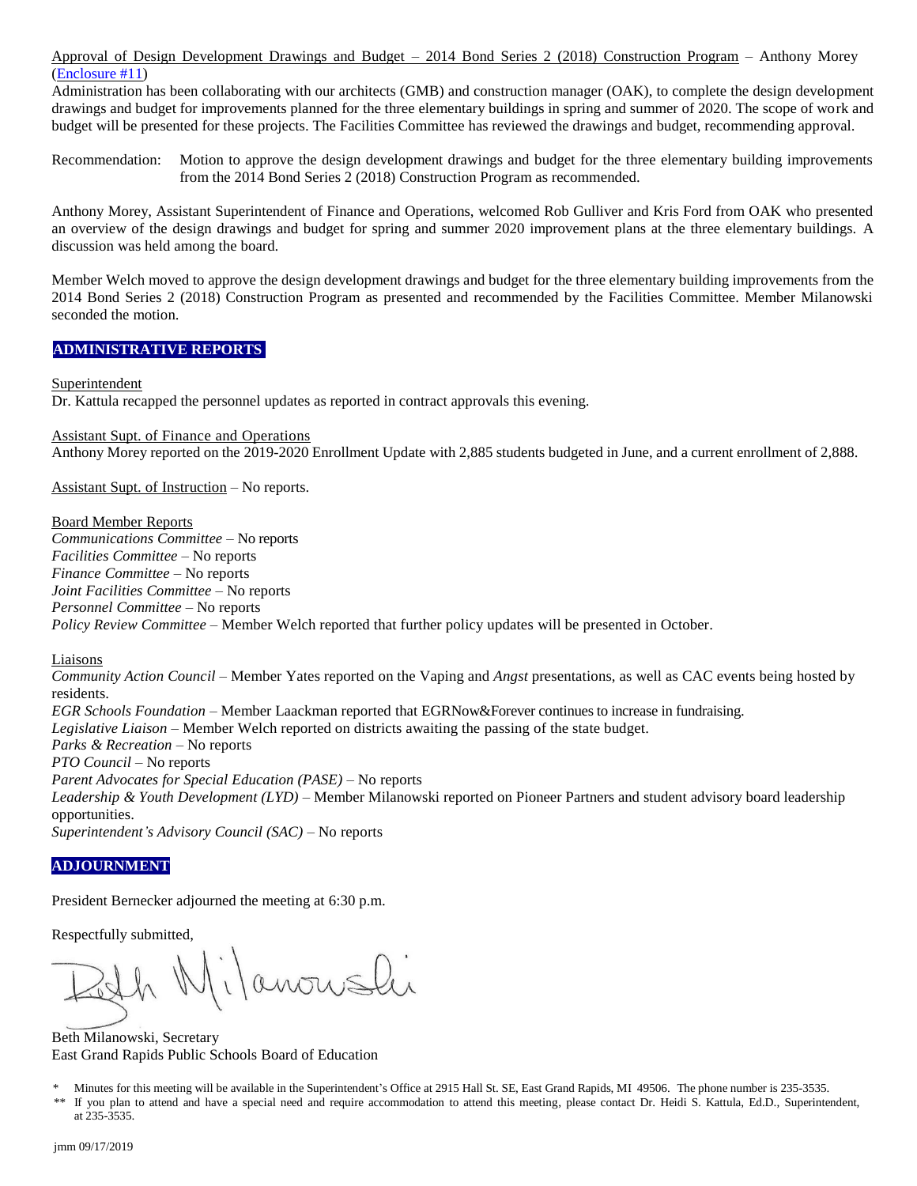Approval of Design Development Drawings and Budget – 2014 Bond Series 2 (2018) Construction Program – Anthony Morey (Enclosure #11)

Administration has been collaborating with our architects (GMB) and construction manager (OAK), to complete the design development drawings and budget for improvements planned for the three elementary buildings in spring and summer of 2020. The scope of work and budget will be presented for these projects. The Facilities Committee has reviewed the drawings and budget, recommending approval.

Recommendation: Motion to approve the design development drawings and budget for the three elementary building improvements from the 2014 Bond Series 2 (2018) Construction Program as recommended.

Anthony Morey, Assistant Superintendent of Finance and Operations, welcomed Rob Gulliver and Kris Ford from OAK who presented an overview of the design drawings and budget for spring and summer 2020 improvement plans at the three elementary buildings. A discussion was held among the board.

Member Welch moved to approve the design development drawings and budget for the three elementary building improvements from the 2014 Bond Series 2 (2018) Construction Program as presented and recommended by the Facilities Committee. Member Milanowski seconded the motion.

## ADMINISTRATIVE REPORTS

Superintendent

Dr. Kattula recapped the personnel updates as reported in contract approvals this evening.

Assistant Supt. of Finance and Operations

Anthony Morey reported on the 2019-2020 Enrollment Update with 2,885 students budgeted in June, and a current enrollment of 2,888.

Assistant Supt. of Instruction – No reports.

Board Member Reports

*Communications Committee* – No reports
*Facilities Committee* – No reports
*Finance Committee* – No reports
*Joint Facilities Committee* – No reports
*Personnel Committee* – No reports
*Policy Review Committee* – Member Welch reported that further policy updates will be presented in October.

Liaisons

*Community Action Council* – Member Yates reported on the Vaping and *Angst* presentations, as well as CAC events being hosted by residents.
*EGR Schools Foundation* – Member Laackman reported that EGRNow&Forever continues to increase in fundraising.
*Legislative Liaison* – Member Welch reported on districts awaiting the passing of the state budget.
*Parks & Recreation* – No reports
*PTO Council* – No reports
*Parent Advocates for Special Education (PASE)* – No reports
*Leadership & Youth Development (LYD)* – Member Milanowski reported on Pioneer Partners and student advisory board leadership opportunities.
*Superintendent's Advisory Council (SAC)* – No reports

## ADJOURNMENT

President Bernecker adjourned the meeting at 6:30 p.m.

Respectfully submitted,

Beth Milanowski

Beth Milanowski, Secretary
East Grand Rapids Public Schools Board of Education

\* Minutes for this meeting will be available in the Superintendent's Office at 2915 Hall St. SE, East Grand Rapids, MI 49506. The phone number is 235-3535.

\*\* If you plan to attend and have a special need and require accommodation to attend this meeting, please contact Dr. Heidi S. Kattula, Ed.D., Superintendent, at 235-3535.

jmm 09/17/2019